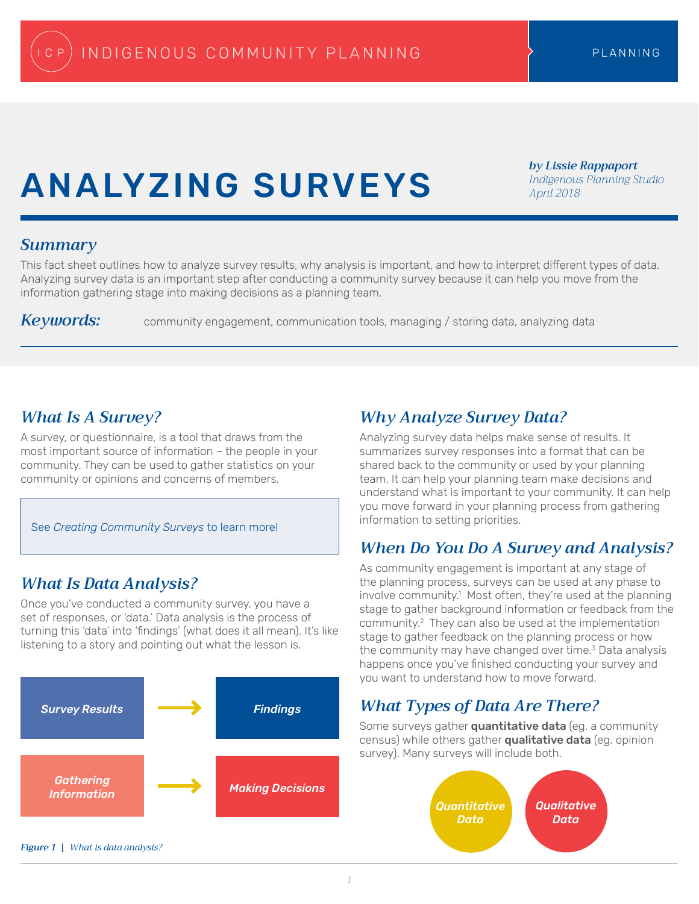ICP INDIGENOUS COMMUNITY PLANNING — PLANNING

# ANALYZING SURVEYS

***by Lissie Rappaport***
*Indigenous Planning Studio*
*April 2018*

## *Summary*

This fact sheet outlines how to analyze survey results, why analysis is important, and how to interpret different types of data. Analyzing survey data is an important step after conducting a community survey because it can help you move from the information gathering stage into making decisions as a planning team.

***Keywords:*** community engagement, communication tools, managing / storing data, analyzing data

## *What Is A Survey?*

A survey, or questionnaire, is a tool that draws from the most important source of information – the people in your community. They can be used to gather statistics on your community or opinions and concerns of members.

> See *Creating Community Surveys* to learn more!

## *What Is Data Analysis?*

Once you've conducted a community survey, you have a set of responses, or 'data.' Data analysis is the process of turning this 'data' into 'findings' (what does it all mean). It's like listening to a story and pointing out what the lesson is.

*Survey Results* → *Findings*

*Gathering Information* → *Making Decisions*

***Figure 1*** | *What is data analysis?*

## *Why Analyze Survey Data?*

Analyzing survey data helps make sense of results. It summarizes survey responses into a format that can be shared back to the community or used by your planning team. It can help your planning team make decisions and understand what is important to your community. It can help you move forward in your planning process from gathering information to setting priorities.

## *When Do You Do A Survey and Analysis?*

As community engagement is important at any stage of the planning process, surveys can be used at any phase to involve community.[1] Most often, they're used at the planning stage to gather background information or feedback from the community.[2] They can also be used at the implementation stage to gather feedback on the planning process or how the community may have changed over time.[3] Data analysis happens once you've finished conducting your survey and you want to understand how to move forward.

## *What Types of Data Are There?*

Some surveys gather **quantitative data** (eg. a community census) while others gather **qualitative data** (eg. opinion survey). Many surveys will include both.

*Quantitative Data* | *Qualitative Data*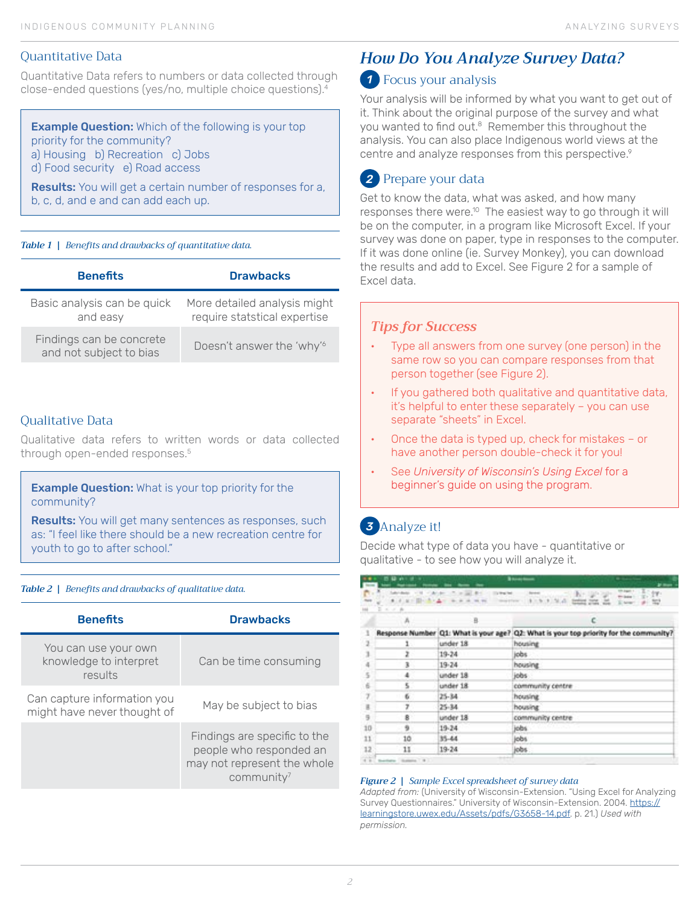### Quantitative Data

Quantitative Data refers to numbers or data collected through close-ended questions (yes/no, multiple choice questions).[4]

> **Example Question:** Which of the following is your top priority for the community?
> a) Housing b) Recreation c) Jobs
> d) Food security e) Road access
>
> **Results:** You will get a certain number of responses for a, b, c, d, and e and can add each up.

*Table 1 | Benefits and drawbacks of quantitative data.*

| Benefits | Drawbacks |
|---|---|
| Basic analysis can be quick and easy | More detailed analysis might require statstical expertise |
| Findings can be concrete and not subject to bias | Doesn't answer the 'why'[6] |

### Qualitative Data

Qualitative data refers to written words or data collected through open-ended responses.[5]

> **Example Question:** What is your top priority for the community?
>
> **Results:** You will get many sentences as responses, such as: "I feel like there should be a new recreation centre for youth to go to after school."

*Table 2 | Benefits and drawbacks of qualitative data.*

| Benefits | Drawbacks |
|---|---|
| You can use your own knowledge to interpret results | Can be time consuming |
| Can capture information you might have never thought of | May be subject to bias |
| | Findings are specific to the people who responded an may not represent the whole community[7] |

## *How Do You Analyze Survey Data?*

### 1 Focus your analysis

Your analysis will be informed by what you want to get out of it. Think about the original purpose of the survey and what you wanted to find out.[8] Remember this throughout the analysis. You can also place Indigenous world views at the centre and analyze responses from this perspective.[9]

### 2 Prepare your data

Get to know the data, what was asked, and how many responses there were.[10] The easiest way to go through it will be on the computer, in a program like Microsoft Excel. If your survey was done on paper, type in responses to the computer. If it was done online (ie. Survey Monkey), you can download the results and add to Excel. See Figure 2 for a sample of Excel data.

> ***Tips for Success***
>
> - Type all answers from one survey (one person) in the same row so you can compare responses from that person together (see Figure 2).
> - If you gathered both qualitative and quantitative data, it's helpful to enter these separately – you can use separate "sheets" in Excel.
> - Once the data is typed up, check for mistakes – or have another person double-check it for you!
> - See *University of Wisconsin's Using Excel* for a beginner's guide on using the program.

### 3 Analyze it!

Decide what type of data you have - quantitative or qualitative - to see how you will analyze it.

| | A | B | C |
|---|---|---|---|
| 1 | Response Number | Q1: What is your age? | Q2: What is your top priority for the community? |
| 2 | 1 | under 18 | housing |
| 3 | 2 | 19-24 | jobs |
| 4 | 3 | 19-24 | housing |
| 5 | 4 | under 18 | jobs |
| 6 | 5 | under 18 | community centre |
| 7 | 6 | 25-34 | housing |
| 8 | 7 | 25-34 | housing |
| 9 | 8 | under 18 | community centre |
| 10 | 9 | 19-24 | jobs |
| 11 | 10 | 35-44 | jobs |
| 12 | 11 | 19-24 | jobs |

*Figure 2 | Sample Excel spreadsheet of survey data*
*Adapted from:* (University of Wisconsin-Extension. "Using Excel for Analyzing Survey Questionnaires." University of Wisconsin-Extension. 2004. https://learningstore.uwex.edu/Assets/pdfs/G3658-14.pdf. p. 21.) *Used with permission.*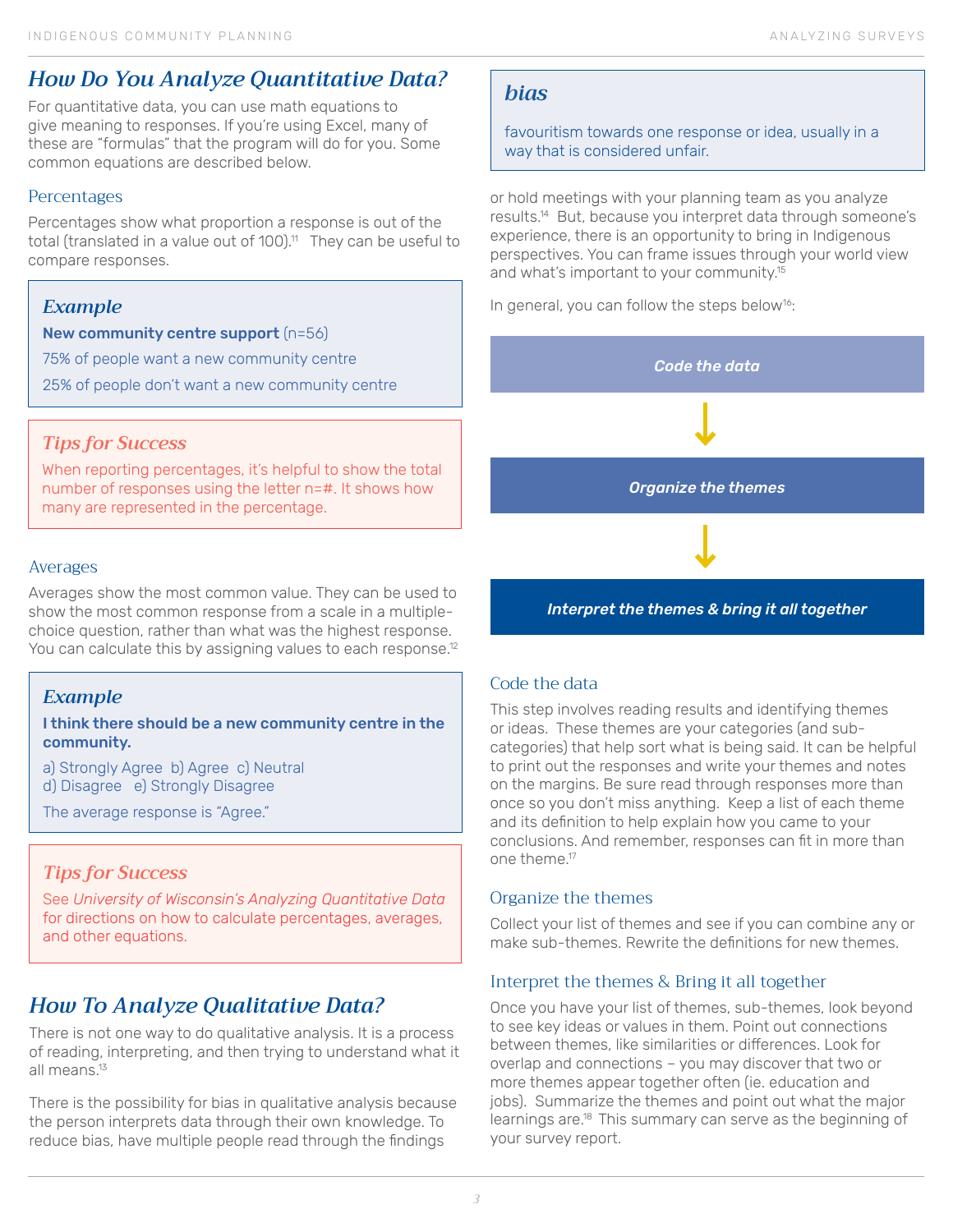## How Do You Analyze Quantitative Data?

For quantitative data, you can use math equations to give meaning to responses. If you're using Excel, many of these are "formulas" that the program will do for you. Some common equations are described below.

### Percentages

Percentages show what proportion a response is out of the total (translated in a value out of 100).[11] They can be useful to compare responses.

> **Example**
>
> **New community centre support** (n=56)
>
> 75% of people want a new community centre
>
> 25% of people don't want a new community centre

> **Tips for Success**
>
> When reporting percentages, it's helpful to show the total number of responses using the letter n=#. It shows how many are represented in the percentage.

### Averages

Averages show the most common value. They can be used to show the most common response from a scale in a multiple-choice question, rather than what was the highest response. You can calculate this by assigning values to each response.[12]

> **Example**
>
> **I think there should be a new community centre in the community.**
>
> a) Strongly Agree b) Agree c) Neutral
> d) Disagree e) Strongly Disagree
>
> The average response is "Agree."

> **Tips for Success**
>
> See *University of Wisconsin's Analyzing Quantitative Data* for directions on how to calculate percentages, averages, and other equations.

## How To Analyze Qualitative Data?

There is not one way to do qualitative analysis. It is a process of reading, interpreting, and then trying to understand what it all means.[13]

There is the possibility for bias in qualitative analysis because the person interprets data through their own knowledge. To reduce bias, have multiple people read through the findings or hold meetings with your planning team as you analyze results.[14] But, because you interpret data through someone's experience, there is an opportunity to bring in Indigenous perspectives. You can frame issues through your world view and what's important to your community.[15]

> **bias**
>
> favouritism towards one response or idea, usually in a way that is considered unfair.

In general, you can follow the steps below[16]:

**Code the data** → **Organize the themes** → **Interpret the themes & bring it all together**

### Code the data

This step involves reading results and identifying themes or ideas. These themes are your categories (and sub-categories) that help sort what is being said. It can be helpful to print out the responses and write your themes and notes on the margins. Be sure read through responses more than once so you don't miss anything. Keep a list of each theme and its definition to help explain how you came to your conclusions. And remember, responses can fit in more than one theme.[17]

### Organize the themes

Collect your list of themes and see if you can combine any or make sub-themes. Rewrite the definitions for new themes.

### Interpret the themes & Bring it all together

Once you have your list of themes, sub-themes, look beyond to see key ideas or values in them. Point out connections between themes, like similarities or differences. Look for overlap and connections – you may discover that two or more themes appear together often (ie. education and jobs). Summarize the themes and point out what the major learnings are.[18] This summary can serve as the beginning of your survey report.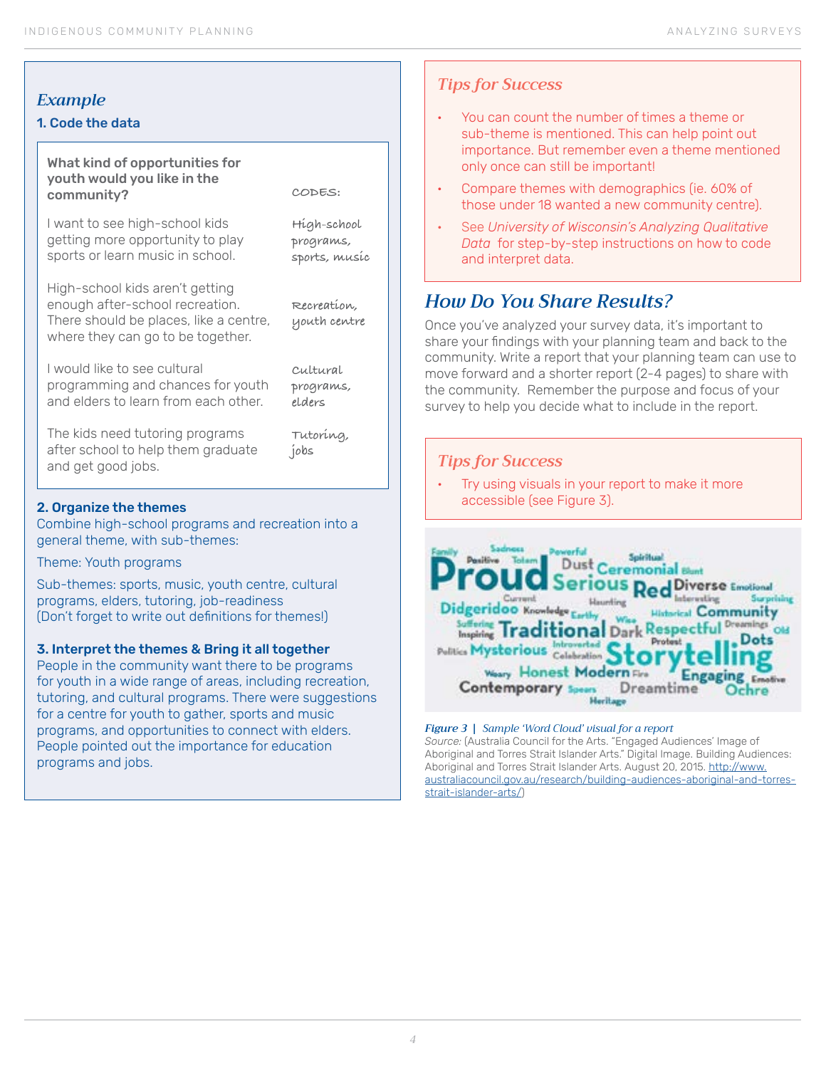## *Example*

### 1. Code the data

| What kind of opportunities for youth would you like in the community? | CODES: |
| --- | --- |
| I want to see high-school kids getting more opportunity to play sports or learn music in school. | High-school programs, sports, music |
| High-school kids aren't getting enough after-school recreation. There should be places, like a centre, where they can go to be together. | Recreation, youth centre |
| I would like to see cultural programming and chances for youth and elders to learn from each other. | Cultural programs, elders |
| The kids need tutoring programs after school to help them graduate and get good jobs. | Tutoring, jobs |

### 2. Organize the themes

Combine high-school programs and recreation into a general theme, with sub-themes:

Theme: Youth programs

Sub-themes: sports, music, youth centre, cultural programs, elders, tutoring, job-readiness
(Don't forget to write out definitions for themes!)

### 3. Interpret the themes & Bring it all together

People in the community want there to be programs for youth in a wide range of areas, including recreation, tutoring, and cultural programs. There were suggestions for a centre for youth to gather, sports and music programs, and opportunities to connect with elders. People pointed out the importance for education programs and jobs.

### *Tips for Success*

- You can count the number of times a theme or sub-theme is mentioned. This can help point out importance. But remember even a theme mentioned only once can still be important!
- Compare themes with demographics (ie. 60% of those under 18 wanted a new community centre).
- See *University of Wisconsin's Analyzing Qualitative Data* for step-by-step instructions on how to code and interpret data.

## *How Do You Share Results?*

Once you've analyzed your survey data, it's important to share your findings with your planning team and back to the community. Write a report that your planning team can use to move forward and a shorter report (2-4 pages) to share with the community. Remember the purpose and focus of your survey to help you decide what to include in the report.

### *Tips for Success*

- Try using visuals in your report to make it more accessible (see Figure 3).

*Figure 3 | Sample 'Word Cloud' visual for a report*
*Source:* (Australia Council for the Arts. "Engaged Audiences' Image of Aboriginal and Torres Strait Islander Arts." Digital Image. Building Audiences: Aboriginal and Torres Strait Islander Arts. August 20, 2015. http://www.australiacouncil.gov.au/research/building-audiences-aboriginal-and-torres-strait-islander-arts/)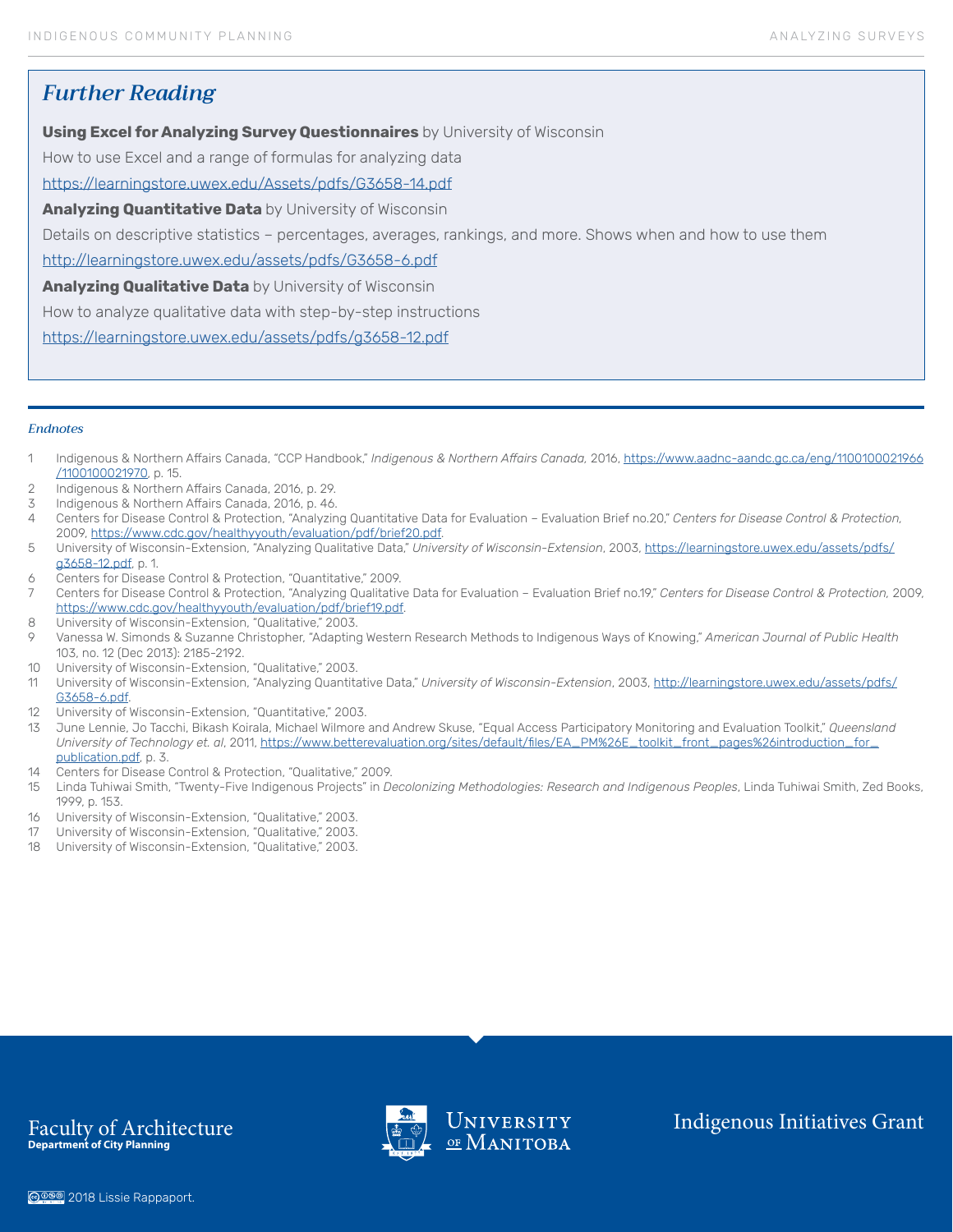## *Further Reading*

**Using Excel for Analyzing Survey Questionnaires** by University of Wisconsin

How to use Excel and a range of formulas for analyzing data

https://learningstore.uwex.edu/Assets/pdfs/G3658-14.pdf

**Analyzing Quantitative Data** by University of Wisconsin

Details on descriptive statistics – percentages, averages, rankings, and more. Shows when and how to use them

http://learningstore.uwex.edu/assets/pdfs/G3658-6.pdf

**Analyzing Qualitative Data** by University of Wisconsin

How to analyze qualitative data with step-by-step instructions

https://learningstore.uwex.edu/assets/pdfs/g3658-12.pdf

### *Endnotes*

1 Indigenous & Northern Affairs Canada, "CCP Handbook," *Indigenous & Northern Affairs Canada*, 2016, https://www.aadnc-aandc.gc.ca/eng/1100100021966/1100100021970, p. 15.
2 Indigenous & Northern Affairs Canada, 2016, p. 29.
3 Indigenous & Northern Affairs Canada, 2016, p. 46.
4 Centers for Disease Control & Protection, "Analyzing Quantitative Data for Evaluation – Evaluation Brief no.20," *Centers for Disease Control & Protection*, 2009, https://www.cdc.gov/healthyyouth/evaluation/pdf/brief20.pdf.
5 University of Wisconsin-Extension, "Analyzing Qualitative Data," *University of Wisconsin-Extension*, 2003, https://learningstore.uwex.edu/assets/pdfs/g3658-12.pdf, p. 1.
6 Centers for Disease Control & Protection, "Quantitative," 2009.
7 Centers for Disease Control & Protection, "Analyzing Qualitative Data for Evaluation – Evaluation Brief no.19," *Centers for Disease Control & Protection*, 2009, https://www.cdc.gov/healthyyouth/evaluation/pdf/brief19.pdf.
8 University of Wisconsin-Extension, "Qualitative," 2003.
9 Vanessa W. Simonds & Suzanne Christopher, "Adapting Western Research Methods to Indigenous Ways of Knowing," *American Journal of Public Health* 103, no. 12 (Dec 2013): 2185-2192.
10 University of Wisconsin-Extension, "Qualitative," 2003.
11 University of Wisconsin-Extension, "Analyzing Quantitative Data," *University of Wisconsin-Extension*, 2003, http://learningstore.uwex.edu/assets/pdfs/G3658-6.pdf.
12 University of Wisconsin-Extension, "Quantitative," 2003.
13 June Lennie, Jo Tacchi, Bikash Koirala, Michael Wilmore and Andrew Skuse, "Equal Access Participatory Monitoring and Evaluation Toolkit," *Queensland University of Technology et. al*, 2011, https://www.betterevaluation.org/sites/default/files/EA_PM%26E_toolkit_front_pages%26introduction_for_publication.pdf, p. 3.
14 Centers for Disease Control & Protection, "Qualitative," 2009.
15 Linda Tuhiwai Smith, "Twenty-Five Indigenous Projects" in *Decolonizing Methodologies: Research and Indigenous Peoples*, Linda Tuhiwai Smith, Zed Books, 1999, p. 153.
16 University of Wisconsin-Extension, "Qualitative," 2003.
17 University of Wisconsin-Extension, "Qualitative," 2003.
18 University of Wisconsin-Extension, "Qualitative," 2003.

Faculty of Architecture
**Department of City Planning**

University of Manitoba

Indigenous Initiatives Grant

2018 Lissie Rappaport.